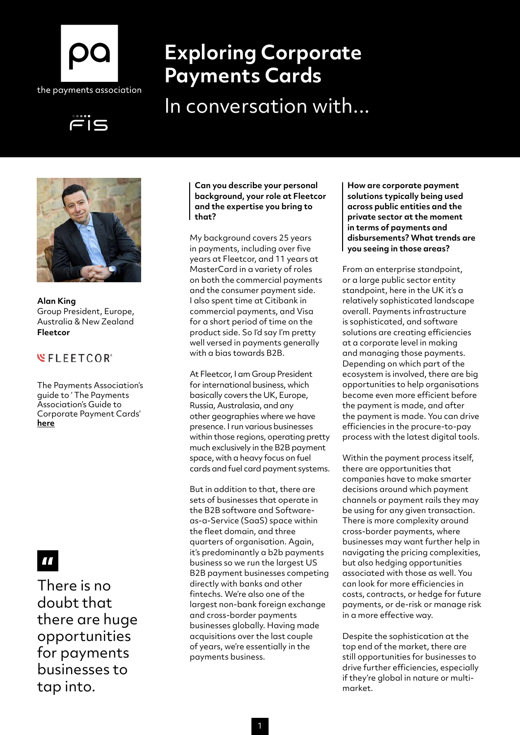# Exploring Corporate Payments Cards

## In conversation with...

**Alan King**
Group President, Europe, Australia & New Zealand
**Fleetcor**

The Payments Association's guide to ' The Payments Association's Guide to Corporate Payment Cards' **here**

> There is no doubt that there are huge opportunities for payments businesses to tap into.

**Can you describe your personal background, your role at Fleetcor and the expertise you bring to that?**

My background covers 25 years in payments, including over five years at Fleetcor, and 11 years at MasterCard in a variety of roles on both the commercial payments and the consumer payment side. I also spent time at Citibank in commercial payments, and Visa for a short period of time on the product side. So I'd say I'm pretty well versed in payments generally with a bias towards B2B.

At Fleetcor, I am Group President for international business, which basically covers the UK, Europe, Russia, Australasia, and any other geographies where we have presence. I run various businesses within those regions, operating pretty much exclusively in the B2B payment space, with a heavy focus on fuel cards and fuel card payment systems.

But in addition to that, there are sets of businesses that operate in the B2B software and Software-as-a-Service (SaaS) space within the fleet domain, and three quarters of organisation. Again, it's predominantly a b2b payments business so we run the largest US B2B payment businesses competing directly with banks and other fintechs. We're also one of the largest non-bank foreign exchange and cross-border payments businesses globally. Having made acquisitions over the last couple of years, we're essentially in the payments business.

**How are corporate payment solutions typically being used across public entities and the private sector at the moment in terms of payments and disbursements? What trends are you seeing in those areas?**

From an enterprise standpoint, or a large public sector entity standpoint, here in the UK it's a relatively sophisticated landscape overall. Payments infrastructure is sophisticated, and software solutions are creating efficiencies at a corporate level in making and managing those payments. Depending on which part of the ecosystem is involved, there are big opportunities to help organisations become even more efficient before the payment is made, and after the payment is made. You can drive efficiencies in the procure-to-pay process with the latest digital tools.

Within the payment process itself, there are opportunities that companies have to make smarter decisions around which payment channels or payment rails they may be using for any given transaction. There is more complexity around cross-border payments, where businesses may want further help in navigating the pricing complexities, but also hedging opportunities associated with those as well. You can look for more efficiencies in costs, contracts, or hedge for future payments, or de-risk or manage risk in a more effective way.

Despite the sophistication at the top end of the market, there are still opportunities for businesses to drive further efficiencies, especially if they're global in nature or multi-market.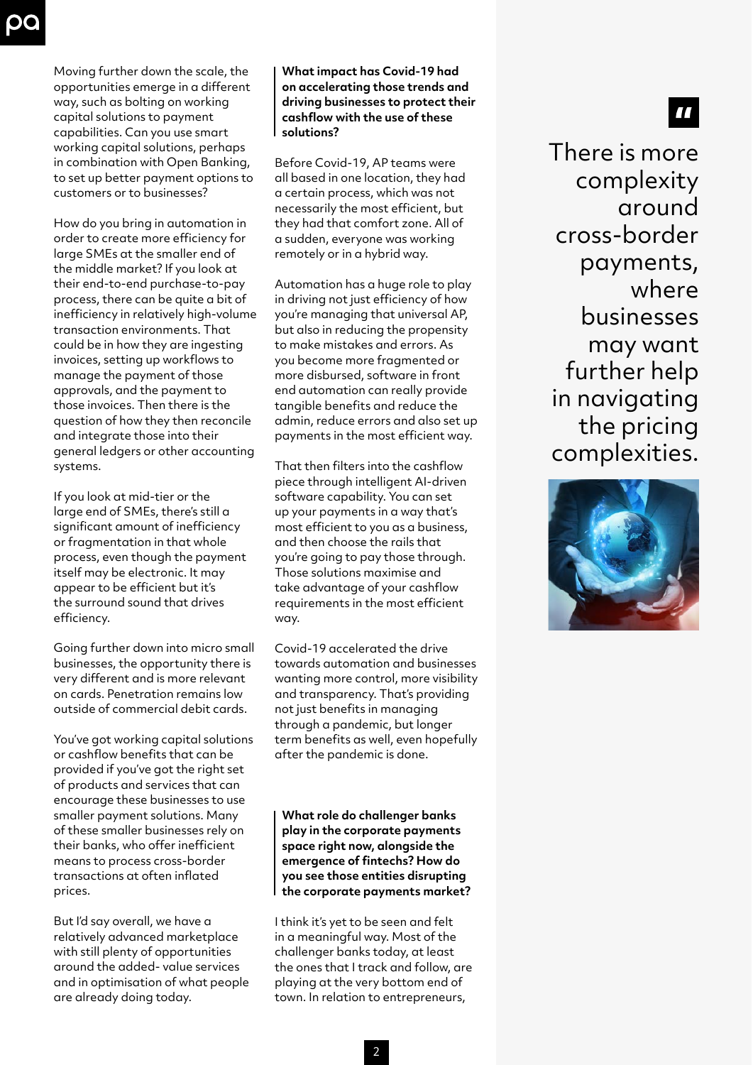Moving further down the scale, the opportunities emerge in a different way, such as bolting on working capital solutions to payment capabilities. Can you use smart working capital solutions, perhaps in combination with Open Banking, to set up better payment options to customers or to businesses?

How do you bring in automation in order to create more efficiency for large SMEs at the smaller end of the middle market? If you look at their end-to-end purchase-to-pay process, there can be quite a bit of inefficiency in relatively high-volume transaction environments. That could be in how they are ingesting invoices, setting up workflows to manage the payment of those approvals, and the payment to those invoices. Then there is the question of how they then reconcile and integrate those into their general ledgers or other accounting systems.

If you look at mid-tier or the large end of SMEs, there's still a significant amount of inefficiency or fragmentation in that whole process, even though the payment itself may be electronic. It may appear to be efficient but it's the surround sound that drives efficiency.

Going further down into micro small businesses, the opportunity there is very different and is more relevant on cards. Penetration remains low outside of commercial debit cards.

You've got working capital solutions or cashflow benefits that can be provided if you've got the right set of products and services that can encourage these businesses to use smaller payment solutions. Many of these smaller businesses rely on their banks, who offer inefficient means to process cross-border transactions at often inflated prices.

But I'd say overall, we have a relatively advanced marketplace with still plenty of opportunities around the added- value services and in optimisation of what people are already doing today.

**What impact has Covid-19 had on accelerating those trends and driving businesses to protect their cashflow with the use of these solutions?**

Before Covid-19, AP teams were all based in one location, they had a certain process, which was not necessarily the most efficient, but they had that comfort zone. All of a sudden, everyone was working remotely or in a hybrid way.

Automation has a huge role to play in driving not just efficiency of how you're managing that universal AP, but also in reducing the propensity to make mistakes and errors. As you become more fragmented or more disbursed, software in front end automation can really provide tangible benefits and reduce the admin, reduce errors and also set up payments in the most efficient way.

That then filters into the cashflow piece through intelligent AI-driven software capability. You can set up your payments in a way that's most efficient to you as a business, and then choose the rails that you're going to pay those through. Those solutions maximise and take advantage of your cashflow requirements in the most efficient way.

Covid-19 accelerated the drive towards automation and businesses wanting more control, more visibility and transparency. That's providing not just benefits in managing through a pandemic, but longer term benefits as well, even hopefully after the pandemic is done.

**What role do challenger banks play in the corporate payments space right now, alongside the emergence of fintechs? How do you see those entities disrupting the corporate payments market?**

I think it's yet to be seen and felt in a meaningful way. Most of the challenger banks today, at least the ones that I track and follow, are playing at the very bottom end of town. In relation to entrepreneurs,

> There is more complexity around cross-border payments, where businesses may want further help in navigating the pricing complexities.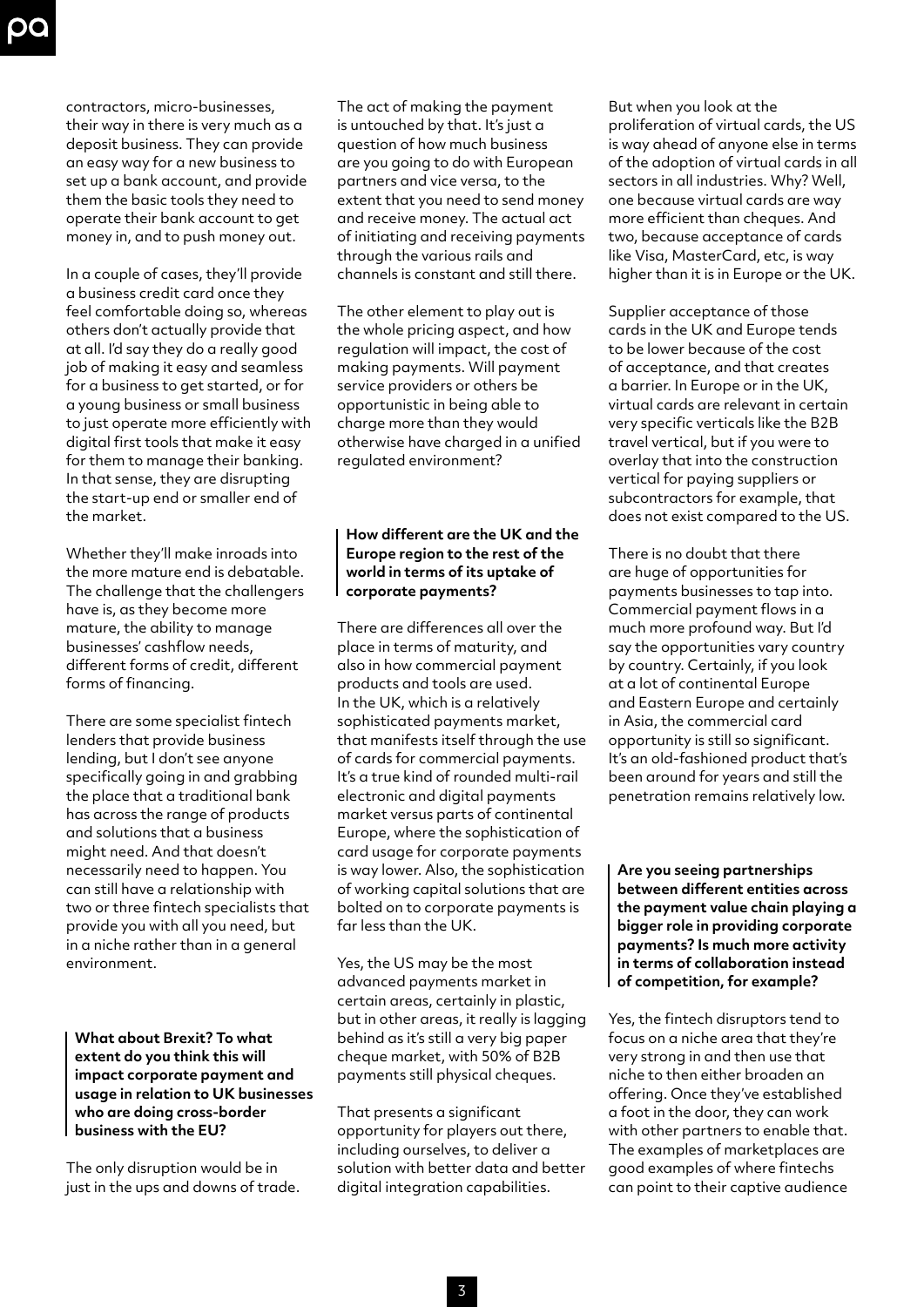contractors, micro-businesses, their way in there is very much as a deposit business. They can provide an easy way for a new business to set up a bank account, and provide them the basic tools they need to operate their bank account to get money in, and to push money out.

In a couple of cases, they'll provide a business credit card once they feel comfortable doing so, whereas others don't actually provide that at all. I'd say they do a really good job of making it easy and seamless for a business to get started, or for a young business or small business to just operate more efficiently with digital first tools that make it easy for them to manage their banking. In that sense, they are disrupting the start-up end or smaller end of the market.

Whether they'll make inroads into the more mature end is debatable. The challenge that the challengers have is, as they become more mature, the ability to manage businesses' cashflow needs, different forms of credit, different forms of financing.

There are some specialist fintech lenders that provide business lending, but I don't see anyone specifically going in and grabbing the place that a traditional bank has across the range of products and solutions that a business might need. And that doesn't necessarily need to happen. You can still have a relationship with two or three fintech specialists that provide you with all you need, but in a niche rather than in a general environment.

**What about Brexit? To what extent do you think this will impact corporate payment and usage in relation to UK businesses who are doing cross-border business with the EU?**

The only disruption would be in just in the ups and downs of trade. The act of making the payment is untouched by that. It's just a question of how much business are you going to do with European partners and vice versa, to the extent that you need to send money and receive money. The actual act of initiating and receiving payments through the various rails and channels is constant and still there.

The other element to play out is the whole pricing aspect, and how regulation will impact, the cost of making payments. Will payment service providers or others be opportunistic in being able to charge more than they would otherwise have charged in a unified regulated environment?

**How different are the UK and the Europe region to the rest of the world in terms of its uptake of corporate payments?**

There are differences all over the place in terms of maturity, and also in how commercial payment products and tools are used. In the UK, which is a relatively sophisticated payments market, that manifests itself through the use of cards for commercial payments. It's a true kind of rounded multi-rail electronic and digital payments market versus parts of continental Europe, where the sophistication of card usage for corporate payments is way lower. Also, the sophistication of working capital solutions that are bolted on to corporate payments is far less than the UK.

Yes, the US may be the most advanced payments market in certain areas, certainly in plastic, but in other areas, it really is lagging behind as it's still a very big paper cheque market, with 50% of B2B payments still physical cheques.

That presents a significant opportunity for players out there, including ourselves, to deliver a solution with better data and better digital integration capabilities.

But when you look at the proliferation of virtual cards, the US is way ahead of anyone else in terms of the adoption of virtual cards in all sectors in all industries. Why? Well, one because virtual cards are way more efficient than cheques. And two, because acceptance of cards like Visa, MasterCard, etc, is way higher than it is in Europe or the UK.

Supplier acceptance of those cards in the UK and Europe tends to be lower because of the cost of acceptance, and that creates a barrier. In Europe or in the UK, virtual cards are relevant in certain very specific verticals like the B2B travel vertical, but if you were to overlay that into the construction vertical for paying suppliers or subcontractors for example, that does not exist compared to the US.

There is no doubt that there are huge of opportunities for payments businesses to tap into. Commercial payment flows in a much more profound way. But I'd say the opportunities vary country by country. Certainly, if you look at a lot of continental Europe and Eastern Europe and certainly in Asia, the commercial card opportunity is still so significant. It's an old-fashioned product that's been around for years and still the penetration remains relatively low.

**Are you seeing partnerships between different entities across the payment value chain playing a bigger role in providing corporate payments? Is much more activity in terms of collaboration instead of competition, for example?**

Yes, the fintech disruptors tend to focus on a niche area that they're very strong in and then use that niche to then either broaden an offering. Once they've established a foot in the door, they can work with other partners to enable that. The examples of marketplaces are good examples of where fintechs can point to their captive audience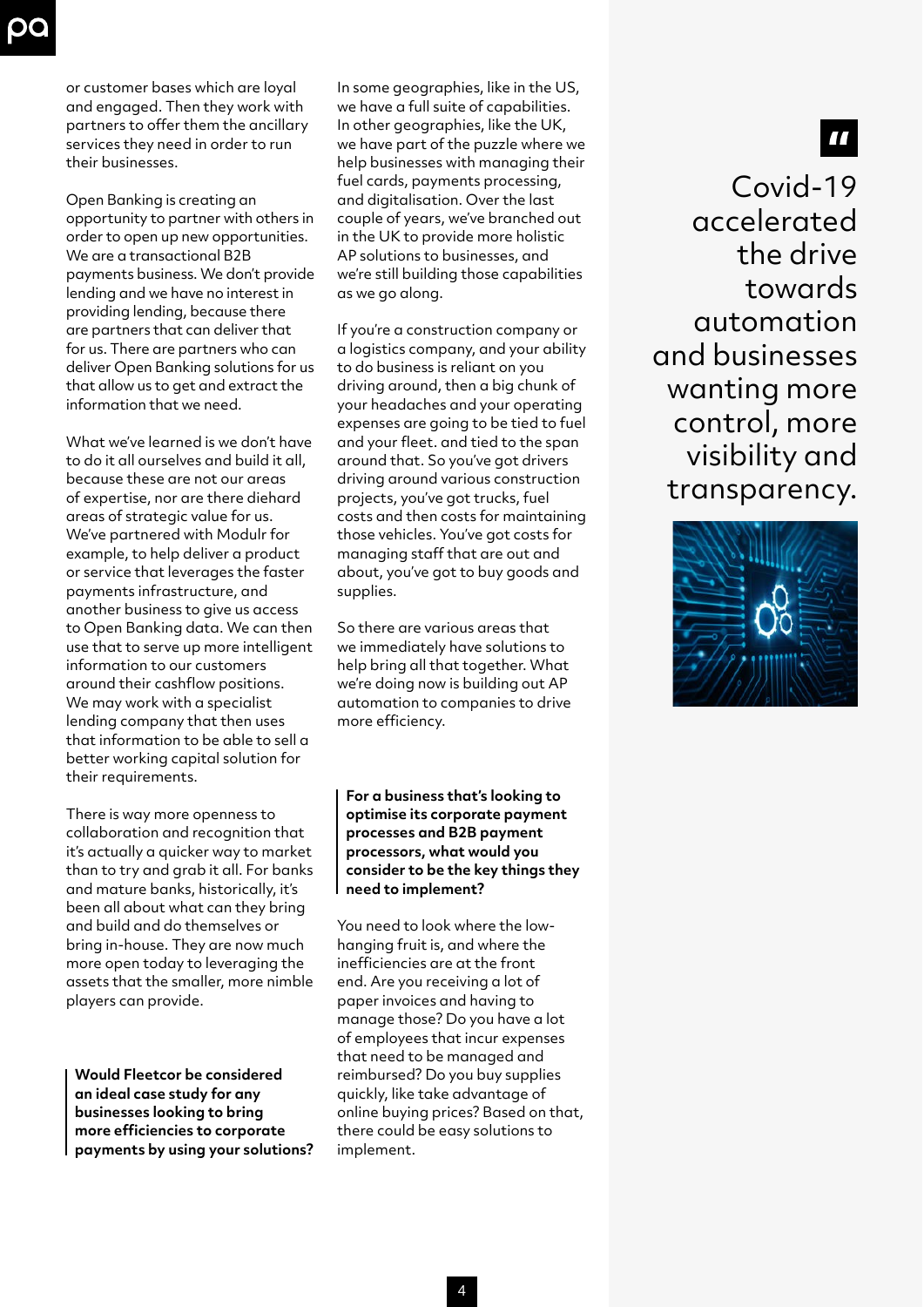or customer bases which are loyal and engaged. Then they work with partners to offer them the ancillary services they need in order to run their businesses.

Open Banking is creating an opportunity to partner with others in order to open up new opportunities. We are a transactional B2B payments business. We don't provide lending and we have no interest in providing lending, because there are partners that can deliver that for us. There are partners who can deliver Open Banking solutions for us that allow us to get and extract the information that we need.

What we've learned is we don't have to do it all ourselves and build it all, because these are not our areas of expertise, nor are there diehard areas of strategic value for us. We've partnered with Modulr for example, to help deliver a product or service that leverages the faster payments infrastructure, and another business to give us access to Open Banking data. We can then use that to serve up more intelligent information to our customers around their cashflow positions. We may work with a specialist lending company that then uses that information to be able to sell a better working capital solution for their requirements.

There is way more openness to collaboration and recognition that it's actually a quicker way to market than to try and grab it all. For banks and mature banks, historically, it's been all about what can they bring and build and do themselves or bring in-house. They are now much more open today to leveraging the assets that the smaller, more nimble players can provide.

**Would Fleetcor be considered an ideal case study for any businesses looking to bring more efficiencies to corporate payments by using your solutions?**

In some geographies, like in the US, we have a full suite of capabilities. In other geographies, like the UK, we have part of the puzzle where we help businesses with managing their fuel cards, payments processing, and digitalisation. Over the last couple of years, we've branched out in the UK to provide more holistic AP solutions to businesses, and we're still building those capabilities as we go along.

If you're a construction company or a logistics company, and your ability to do business is reliant on you driving around, then a big chunk of your headaches and your operating expenses are going to be tied to fuel and your fleet. and tied to the span around that. So you've got drivers driving around various construction projects, you've got trucks, fuel costs and then costs for maintaining those vehicles. You've got costs for managing staff that are out and about, you've got to buy goods and supplies.

So there are various areas that we immediately have solutions to help bring all that together. What we're doing now is building out AP automation to companies to drive more efficiency.

**For a business that's looking to optimise its corporate payment processes and B2B payment processors, what would you consider to be the key things they need to implement?**

You need to look where the low-hanging fruit is, and where the inefficiencies are at the front end. Are you receiving a lot of paper invoices and having to manage those? Do you have a lot of employees that incur expenses that need to be managed and reimbursed? Do you buy supplies quickly, like take advantage of online buying prices? Based on that, there could be easy solutions to implement.

> Covid-19 accelerated the drive towards automation and businesses wanting more control, more visibility and transparency.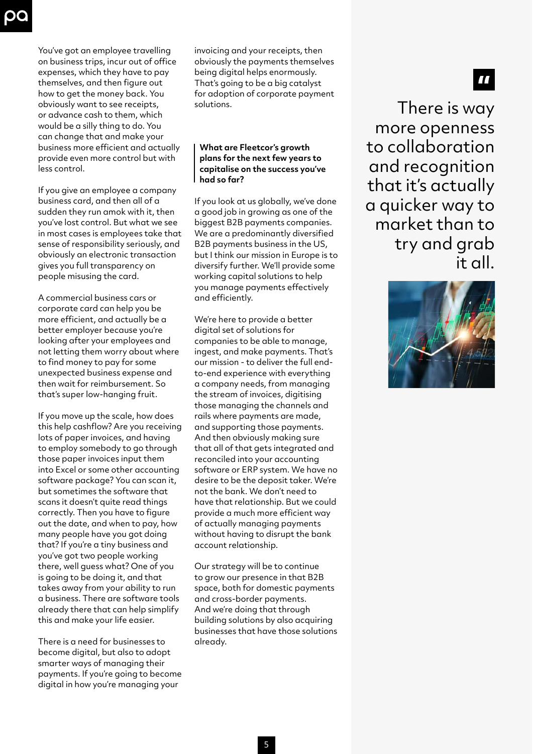You've got an employee travelling on business trips, incur out of office expenses, which they have to pay themselves, and then figure out how to get the money back. You obviously want to see receipts, or advance cash to them, which would be a silly thing to do. You can change that and make your business more efficient and actually provide even more control but with less control.

If you give an employee a company business card, and then all of a sudden they run amok with it, then you've lost control. But what we see in most cases is employees take that sense of responsibility seriously, and obviously an electronic transaction gives you full transparency on people misusing the card.

A commercial business cars or corporate card can help you be more efficient, and actually be a better employer because you're looking after your employees and not letting them worry about where to find money to pay for some unexpected business expense and then wait for reimbursement. So that's super low-hanging fruit.

If you move up the scale, how does this help cashflow? Are you receiving lots of paper invoices, and having to employ somebody to go through those paper invoices input them into Excel or some other accounting software package? You can scan it, but sometimes the software that scans it doesn't quite read things correctly. Then you have to figure out the date, and when to pay, how many people have you got doing that? If you're a tiny business and you've got two people working there, well guess what? One of you is going to be doing it, and that takes away from your ability to run a business. There are software tools already there that can help simplify this and make your life easier.

There is a need for businesses to become digital, but also to adopt smarter ways of managing their payments. If you're going to become digital in how you're managing your invoicing and your receipts, then obviously the payments themselves being digital helps enormously. That's going to be a big catalyst for adoption of corporate payment solutions.

**What are Fleetcor's growth plans for the next few years to capitalise on the success you've had so far?**

If you look at us globally, we've done a good job in growing as one of the biggest B2B payments companies. We are a predominantly diversified B2B payments business in the US, but I think our mission in Europe is to diversify further. We'll provide some working capital solutions to help you manage payments effectively and efficiently.

We're here to provide a better digital set of solutions for companies to be able to manage, ingest, and make payments. That's our mission - to deliver the full end-to-end experience with everything a company needs, from managing the stream of invoices, digitising those managing the channels and rails where payments are made, and supporting those payments. And then obviously making sure that all of that gets integrated and reconciled into your accounting software or ERP system. We have no desire to be the deposit taker. We're not the bank. We don't need to have that relationship. But we could provide a much more efficient way of actually managing payments without having to disrupt the bank account relationship.

Our strategy will be to continue to grow our presence in that B2B space, both for domestic payments and cross-border payments. And we're doing that through building solutions by also acquiring businesses that have those solutions already.

> There is way more openness to collaboration and recognition that it's actually a quicker way to market than to try and grab it all.